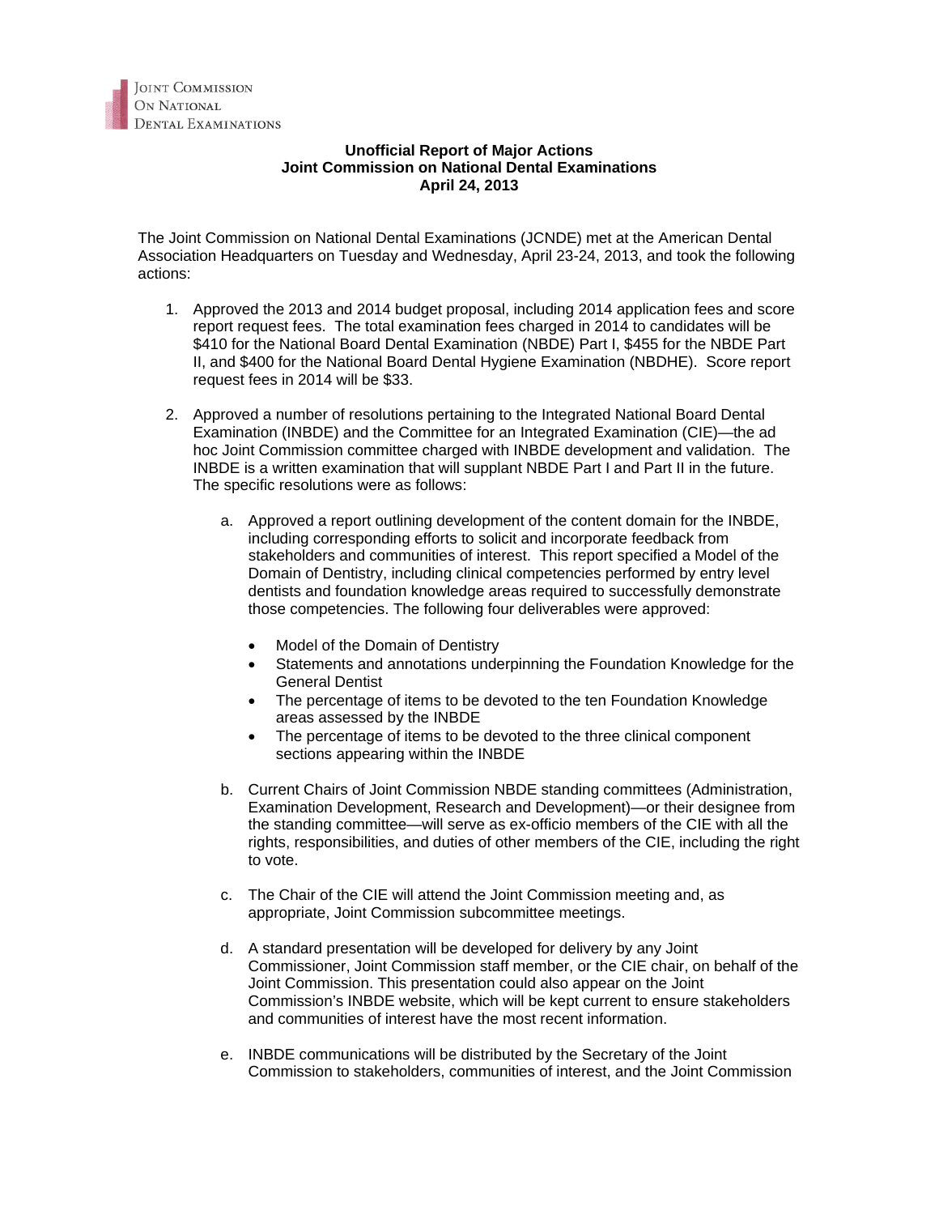Joint Commission
On National
Dental Examinations

**Unofficial Report of Major Actions**
**Joint Commission on National Dental Examinations**
**April 24, 2013**

The Joint Commission on National Dental Examinations (JCNDE) met at the American Dental Association Headquarters on Tuesday and Wednesday, April 23-24, 2013, and took the following actions:

1. Approved the 2013 and 2014 budget proposal, including 2014 application fees and score report request fees. The total examination fees charged in 2014 to candidates will be $410 for the National Board Dental Examination (NBDE) Part I, $455 for the NBDE Part II, and $400 for the National Board Dental Hygiene Examination (NBDHE). Score report request fees in 2014 will be $33.

2. Approved a number of resolutions pertaining to the Integrated National Board Dental Examination (INBDE) and the Committee for an Integrated Examination (CIE)—the ad hoc Joint Commission committee charged with INBDE development and validation. The INBDE is a written examination that will supplant NBDE Part I and Part II in the future. The specific resolutions were as follows:

    a. Approved a report outlining development of the content domain for the INBDE, including corresponding efforts to solicit and incorporate feedback from stakeholders and communities of interest. This report specified a Model of the Domain of Dentistry, including clinical competencies performed by entry level dentists and foundation knowledge areas required to successfully demonstrate those competencies. The following four deliverables were approved:

        - Model of the Domain of Dentistry
        - Statements and annotations underpinning the Foundation Knowledge for the General Dentist
        - The percentage of items to be devoted to the ten Foundation Knowledge areas assessed by the INBDE
        - The percentage of items to be devoted to the three clinical component sections appearing within the INBDE

    b. Current Chairs of Joint Commission NBDE standing committees (Administration, Examination Development, Research and Development)—or their designee from the standing committee—will serve as ex-officio members of the CIE with all the rights, responsibilities, and duties of other members of the CIE, including the right to vote.

    c. The Chair of the CIE will attend the Joint Commission meeting and, as appropriate, Joint Commission subcommittee meetings.

    d. A standard presentation will be developed for delivery by any Joint Commissioner, Joint Commission staff member, or the CIE chair, on behalf of the Joint Commission. This presentation could also appear on the Joint Commission's INBDE website, which will be kept current to ensure stakeholders and communities of interest have the most recent information.

    e. INBDE communications will be distributed by the Secretary of the Joint Commission to stakeholders, communities of interest, and the Joint Commission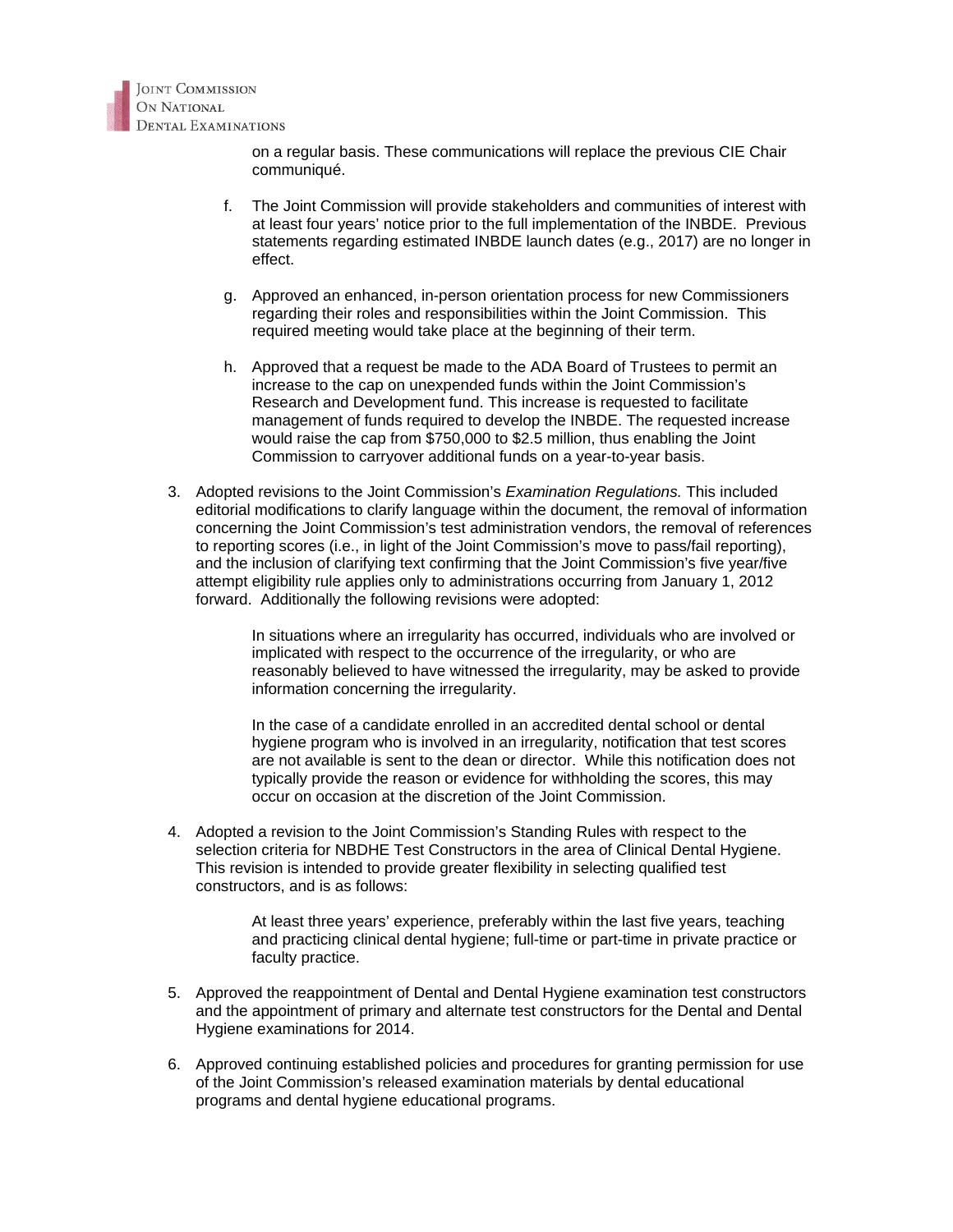on a regular basis. These communications will replace the previous CIE Chair communiqué.

f. The Joint Commission will provide stakeholders and communities of interest with at least four years' notice prior to the full implementation of the INBDE. Previous statements regarding estimated INBDE launch dates (e.g., 2017) are no longer in effect.

g. Approved an enhanced, in-person orientation process for new Commissioners regarding their roles and responsibilities within the Joint Commission. This required meeting would take place at the beginning of their term.

h. Approved that a request be made to the ADA Board of Trustees to permit an increase to the cap on unexpended funds within the Joint Commission's Research and Development fund. This increase is requested to facilitate management of funds required to develop the INBDE. The requested increase would raise the cap from $750,000 to $2.5 million, thus enabling the Joint Commission to carryover additional funds on a year-to-year basis.

3. Adopted revisions to the Joint Commission's *Examination Regulations.* This included editorial modifications to clarify language within the document, the removal of information concerning the Joint Commission's test administration vendors, the removal of references to reporting scores (i.e., in light of the Joint Commission's move to pass/fail reporting), and the inclusion of clarifying text confirming that the Joint Commission's five year/five attempt eligibility rule applies only to administrations occurring from January 1, 2012 forward. Additionally the following revisions were adopted:

   In situations where an irregularity has occurred, individuals who are involved or implicated with respect to the occurrence of the irregularity, or who are reasonably believed to have witnessed the irregularity, may be asked to provide information concerning the irregularity.

   In the case of a candidate enrolled in an accredited dental school or dental hygiene program who is involved in an irregularity, notification that test scores are not available is sent to the dean or director. While this notification does not typically provide the reason or evidence for withholding the scores, this may occur on occasion at the discretion of the Joint Commission.

4. Adopted a revision to the Joint Commission's Standing Rules with respect to the selection criteria for NBDHE Test Constructors in the area of Clinical Dental Hygiene. This revision is intended to provide greater flexibility in selecting qualified test constructors, and is as follows:

   At least three years' experience, preferably within the last five years, teaching and practicing clinical dental hygiene; full-time or part-time in private practice or faculty practice.

5. Approved the reappointment of Dental and Dental Hygiene examination test constructors and the appointment of primary and alternate test constructors for the Dental and Dental Hygiene examinations for 2014.

6. Approved continuing established policies and procedures for granting permission for use of the Joint Commission's released examination materials by dental educational programs and dental hygiene educational programs.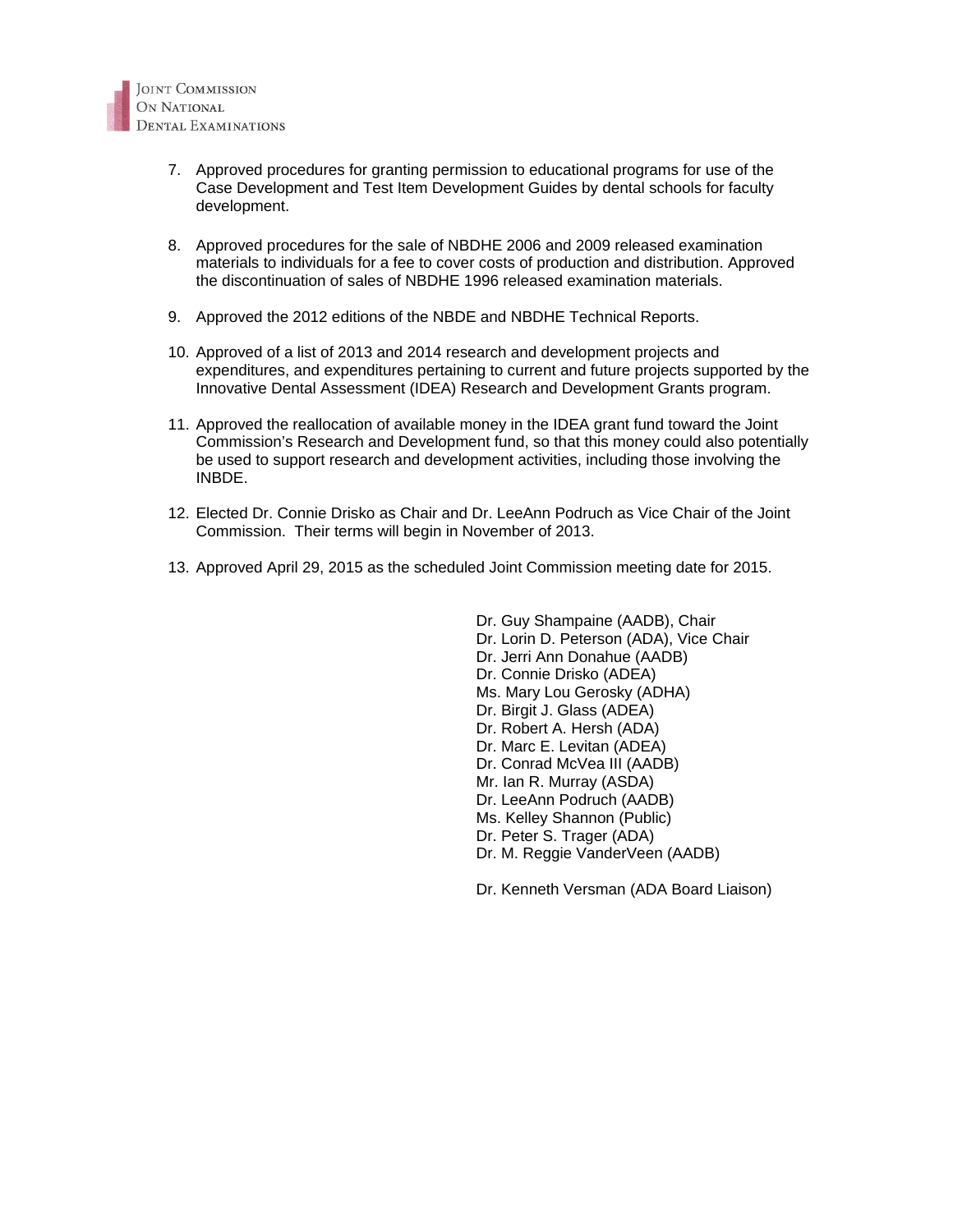7. Approved procedures for granting permission to educational programs for use of the Case Development and Test Item Development Guides by dental schools for faculty development.

8. Approved procedures for the sale of NBDHE 2006 and 2009 released examination materials to individuals for a fee to cover costs of production and distribution. Approved the discontinuation of sales of NBDHE 1996 released examination materials.

9. Approved the 2012 editions of the NBDE and NBDHE Technical Reports.

10. Approved of a list of 2013 and 2014 research and development projects and expenditures, and expenditures pertaining to current and future projects supported by the Innovative Dental Assessment (IDEA) Research and Development Grants program.

11. Approved the reallocation of available money in the IDEA grant fund toward the Joint Commission's Research and Development fund, so that this money could also potentially be used to support research and development activities, including those involving the INBDE.

12. Elected Dr. Connie Drisko as Chair and Dr. LeeAnn Podruch as Vice Chair of the Joint Commission. Their terms will begin in November of 2013.

13. Approved April 29, 2015 as the scheduled Joint Commission meeting date for 2015.

Dr. Guy Shampaine (AADB), Chair
Dr. Lorin D. Peterson (ADA), Vice Chair
Dr. Jerri Ann Donahue (AADB)
Dr. Connie Drisko (ADEA)
Ms. Mary Lou Gerosky (ADHA)
Dr. Birgit J. Glass (ADEA)
Dr. Robert A. Hersh (ADA)
Dr. Marc E. Levitan (ADEA)
Dr. Conrad McVea III (AADB)
Mr. Ian R. Murray (ASDA)
Dr. LeeAnn Podruch (AADB)
Ms. Kelley Shannon (Public)
Dr. Peter S. Trager (ADA)
Dr. M. Reggie VanderVeen (AADB)

Dr. Kenneth Versman (ADA Board Liaison)